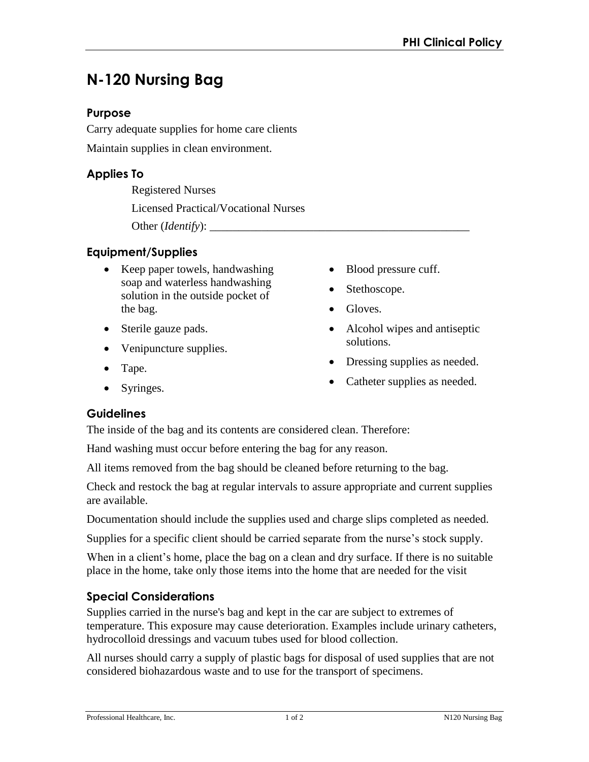# N-120 Nursing Bag

## Purpose

Carry adequate supplies for home care clients

Maintain supplies in clean environment.

## Applies To

Registered Nurses

Licensed Practical/Vocational Nurses

Other (*Identify*): ____________________________________________

## Equipment/Supplies

- Keep paper towels, handwashing soap and waterless handwashing solution in the outside pocket of the bag.
- Sterile gauze pads.
- Venipuncture supplies.
- Tape.
- Syringes.
- Blood pressure cuff.
- Stethoscope.
- Gloves.
- Alcohol wipes and antiseptic solutions.
- Dressing supplies as needed.
- Catheter supplies as needed.

## Guidelines

The inside of the bag and its contents are considered clean. Therefore:

Hand washing must occur before entering the bag for any reason.

All items removed from the bag should be cleaned before returning to the bag.

Check and restock the bag at regular intervals to assure appropriate and current supplies are available.

Documentation should include the supplies used and charge slips completed as needed.

Supplies for a specific client should be carried separate from the nurse's stock supply.

When in a client's home, place the bag on a clean and dry surface. If there is no suitable place in the home, take only those items into the home that are needed for the visit

## Special Considerations

Supplies carried in the nurse's bag and kept in the car are subject to extremes of temperature. This exposure may cause deterioration. Examples include urinary catheters, hydrocolloid dressings and vacuum tubes used for blood collection.

All nurses should carry a supply of plastic bags for disposal of used supplies that are not considered biohazardous waste and to use for the transport of specimens.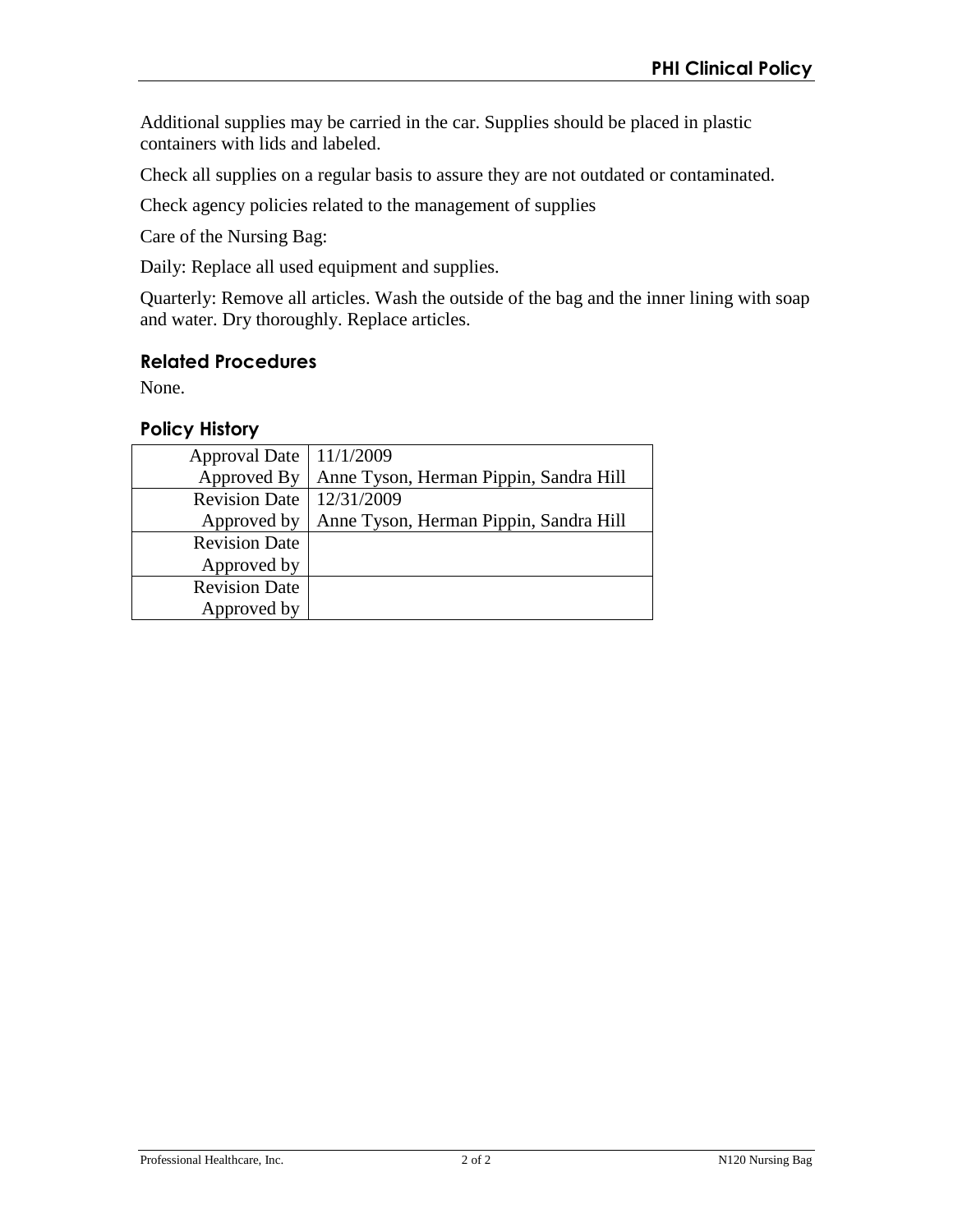Additional supplies may be carried in the car. Supplies should be placed in plastic containers with lids and labeled.

Check all supplies on a regular basis to assure they are not outdated or contaminated.

Check agency policies related to the management of supplies

Care of the Nursing Bag:

Daily: Replace all used equipment and supplies.

Quarterly: Remove all articles. Wash the outside of the bag and the inner lining with soap and water. Dry thoroughly. Replace articles.

## Related Procedures

None.

## Policy History

| | |
|---|---|
| Approval Date | 11/1/2009 |
| Approved By | Anne Tyson, Herman Pippin, Sandra Hill |
| Revision Date | 12/31/2009 |
| Approved by | Anne Tyson, Herman Pippin, Sandra Hill |
| Revision Date | |
| Approved by | |
| Revision Date | |
| Approved by | |